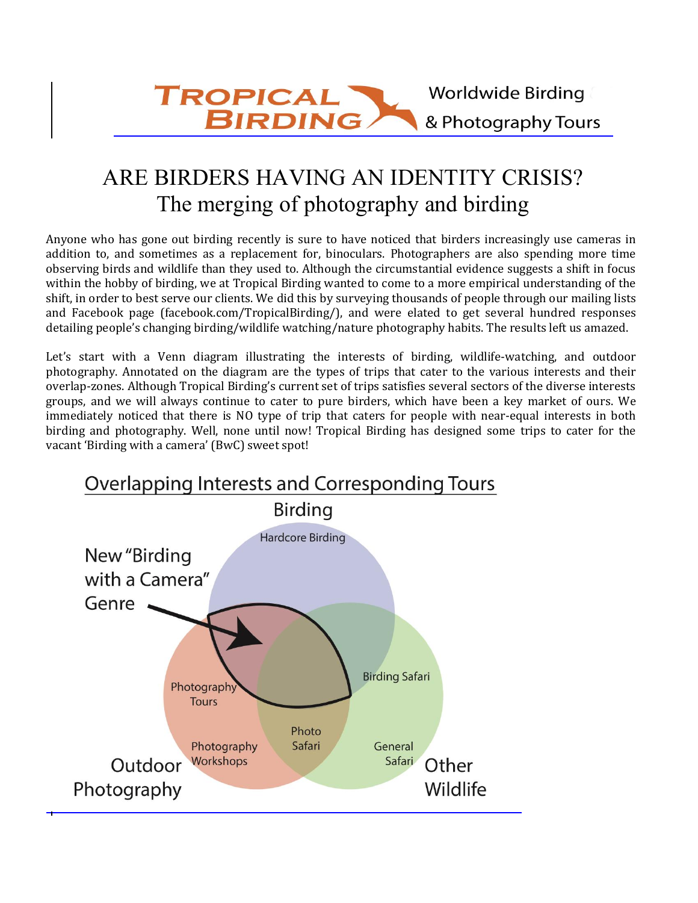# ARE BIRDERS HAVING AN IDENTITY CRISIS?
## The merging of photography and birding

Anyone who has gone out birding recently is sure to have noticed that birders increasingly use cameras in addition to, and sometimes as a replacement for, binoculars. Photographers are also spending more time observing birds and wildlife than they used to. Although the circumstantial evidence suggests a shift in focus within the hobby of birding, we at Tropical Birding wanted to come to a more empirical understanding of the shift, in order to best serve our clients. We did this by surveying thousands of people through our mailing lists and Facebook page (facebook.com/TropicalBirding/), and were elated to get several hundred responses detailing people's changing birding/wildlife watching/nature photography habits. The results left us amazed.

Let's start with a Venn diagram illustrating the interests of birding, wildlife-watching, and outdoor photography. Annotated on the diagram are the types of trips that cater to the various interests and their overlap-zones. Although Tropical Birding's current set of trips satisfies several sectors of the diverse interests groups, and we will always continue to cater to pure birders, which have been a key market of ours. We immediately noticed that there is NO type of trip that caters for people with near-equal interests in both birding and photography. Well, none until now! Tropical Birding has designed some trips to cater for the vacant 'Birding with a camera' (BwC) sweet spot!

Overlapping Interests and Corresponding Tours

Birding: Hardcore Birding

New "Birding with a Camera" Genre

Photography Tours

Birding Safari

Photo Safari

Photography Workshops

General Safari

Outdoor Photography

Other Wildlife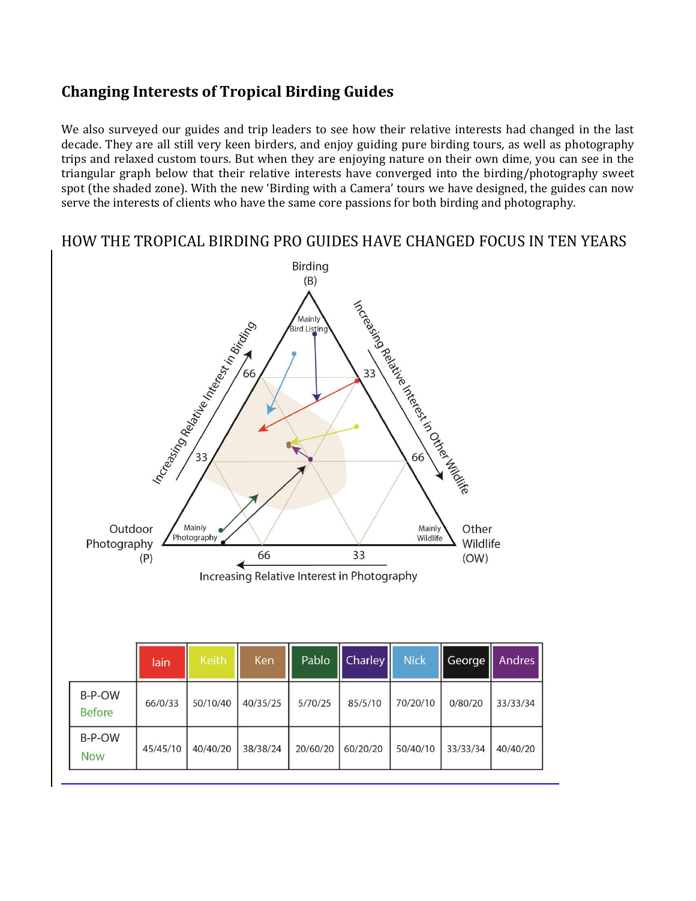## Changing Interests of Tropical Birding Guides

We also surveyed our guides and trip leaders to see how their relative interests had changed in the last decade. They are all still very keen birders, and enjoy guiding pure birding tours, as well as photography trips and relaxed custom tours. But when they are enjoying nature on their own dime, you can see in the triangular graph below that their relative interests have converged into the birding/photography sweet spot (the shaded zone). With the new 'Birding with a Camera' tours we have designed, the guides can now serve the interests of clients who have the same core passions for both birding and photography.

HOW THE TROPICAL BIRDING PRO GUIDES HAVE CHANGED FOCUS IN TEN YEARS

Birding (B)

Mainly Bird Listing

Increasing Relative Interest in Birding

Increasing Relative Interest in Other Wildlife

66 33 33 66

Outdoor Photography (P)

Mainly Photography

Mainly Wildlife

Other Wildlife (OW)

66 33

Increasing Relative Interest in Photography

| | Iain | Keith | Ken | Pablo | Charley | Nick | George | Andres |
|---|---|---|---|---|---|---|---|---|
| B-P-OW Before | 66/0/33 | 50/10/40 | 40/35/25 | 5/70/25 | 85/5/10 | 70/20/10 | 0/80/20 | 33/33/34 |
| B-P-OW Now | 45/45/10 | 40/40/20 | 38/38/24 | 20/60/20 | 60/20/20 | 50/40/10 | 33/33/34 | 40/40/20 |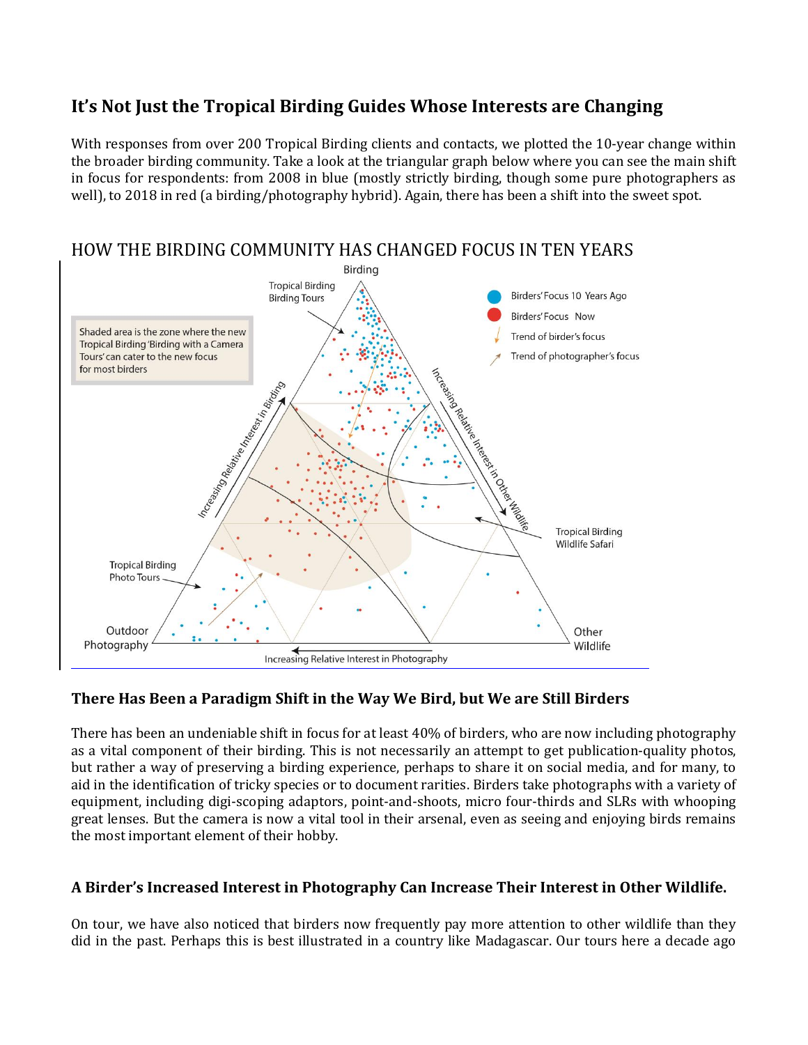## It’s Not Just the Tropical Birding Guides Whose Interests are Changing

With responses from over 200 Tropical Birding clients and contacts, we plotted the 10-year change within the broader birding community. Take a look at the triangular graph below where you can see the main shift in focus for respondents: from 2008 in blue (mostly strictly birding, though some pure photographers as well), to 2018 in red (a birding/photography hybrid). Again, there has been a shift into the sweet spot.

HOW THE BIRDING COMMUNITY HAS CHANGED FOCUS IN TEN YEARS

### There Has Been a Paradigm Shift in the Way We Bird, but We are Still Birders

There has been an undeniable shift in focus for at least 40% of birders, who are now including photography as a vital component of their birding. This is not necessarily an attempt to get publication-quality photos, but rather a way of preserving a birding experience, perhaps to share it on social media, and for many, to aid in the identification of tricky species or to document rarities. Birders take photographs with a variety of equipment, including digi-scoping adaptors, point-and-shoots, micro four-thirds and SLRs with whooping great lenses. But the camera is now a vital tool in their arsenal, even as seeing and enjoying birds remains the most important element of their hobby.

### A Birder’s Increased Interest in Photography Can Increase Their Interest in Other Wildlife.

On tour, we have also noticed that birders now frequently pay more attention to other wildlife than they did in the past. Perhaps this is best illustrated in a country like Madagascar. Our tours here a decade ago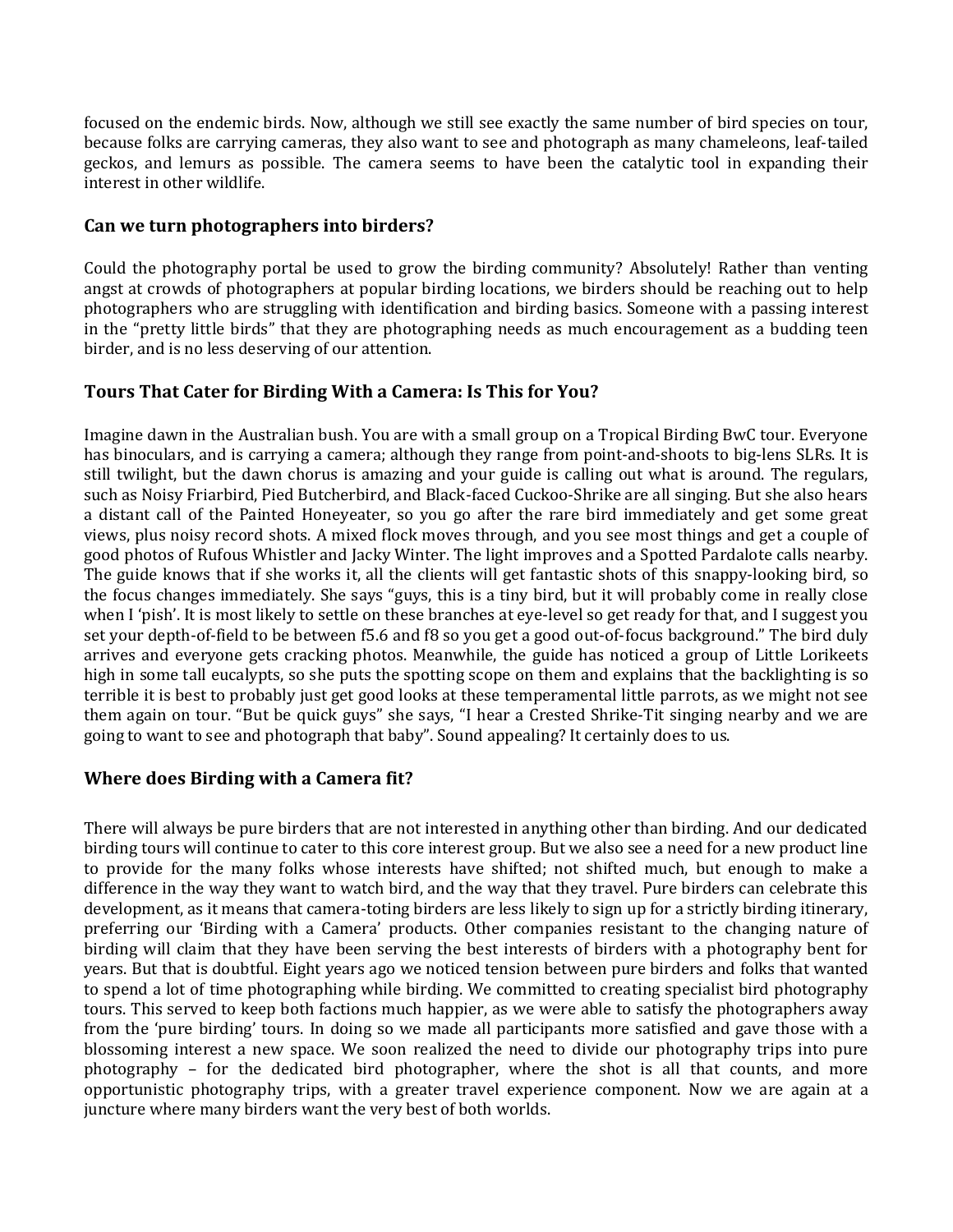focused on the endemic birds. Now, although we still see exactly the same number of bird species on tour, because folks are carrying cameras, they also want to see and photograph as many chameleons, leaf-tailed geckos, and lemurs as possible. The camera seems to have been the catalytic tool in expanding their interest in other wildlife.

### Can we turn photographers into birders?

Could the photography portal be used to grow the birding community? Absolutely! Rather than venting angst at crowds of photographers at popular birding locations, we birders should be reaching out to help photographers who are struggling with identification and birding basics. Someone with a passing interest in the "pretty little birds" that they are photographing needs as much encouragement as a budding teen birder, and is no less deserving of our attention.

### Tours That Cater for Birding With a Camera: Is This for You?

Imagine dawn in the Australian bush. You are with a small group on a Tropical Birding BwC tour. Everyone has binoculars, and is carrying a camera; although they range from point-and-shoots to big-lens SLRs. It is still twilight, but the dawn chorus is amazing and your guide is calling out what is around. The regulars, such as Noisy Friarbird, Pied Butcherbird, and Black-faced Cuckoo-Shrike are all singing. But she also hears a distant call of the Painted Honeyeater, so you go after the rare bird immediately and get some great views, plus noisy record shots. A mixed flock moves through, and you see most things and get a couple of good photos of Rufous Whistler and Jacky Winter. The light improves and a Spotted Pardalote calls nearby. The guide knows that if she works it, all the clients will get fantastic shots of this snappy-looking bird, so the focus changes immediately. She says "guys, this is a tiny bird, but it will probably come in really close when I 'pish'. It is most likely to settle on these branches at eye-level so get ready for that, and I suggest you set your depth-of-field to be between f5.6 and f8 so you get a good out-of-focus background." The bird duly arrives and everyone gets cracking photos. Meanwhile, the guide has noticed a group of Little Lorikeets high in some tall eucalypts, so she puts the spotting scope on them and explains that the backlighting is so terrible it is best to probably just get good looks at these temperamental little parrots, as we might not see them again on tour. "But be quick guys" she says, "I hear a Crested Shrike-Tit singing nearby and we are going to want to see and photograph that baby". Sound appealing? It certainly does to us.

### Where does Birding with a Camera fit?

There will always be pure birders that are not interested in anything other than birding. And our dedicated birding tours will continue to cater to this core interest group. But we also see a need for a new product line to provide for the many folks whose interests have shifted; not shifted much, but enough to make a difference in the way they want to watch bird, and the way that they travel. Pure birders can celebrate this development, as it means that camera-toting birders are less likely to sign up for a strictly birding itinerary, preferring our 'Birding with a Camera' products. Other companies resistant to the changing nature of birding will claim that they have been serving the best interests of birders with a photography bent for years. But that is doubtful. Eight years ago we noticed tension between pure birders and folks that wanted to spend a lot of time photographing while birding. We committed to creating specialist bird photography tours. This served to keep both factions much happier, as we were able to satisfy the photographers away from the 'pure birding' tours. In doing so we made all participants more satisfied and gave those with a blossoming interest a new space. We soon realized the need to divide our photography trips into pure photography – for the dedicated bird photographer, where the shot is all that counts, and more opportunistic photography trips, with a greater travel experience component. Now we are again at a juncture where many birders want the very best of both worlds.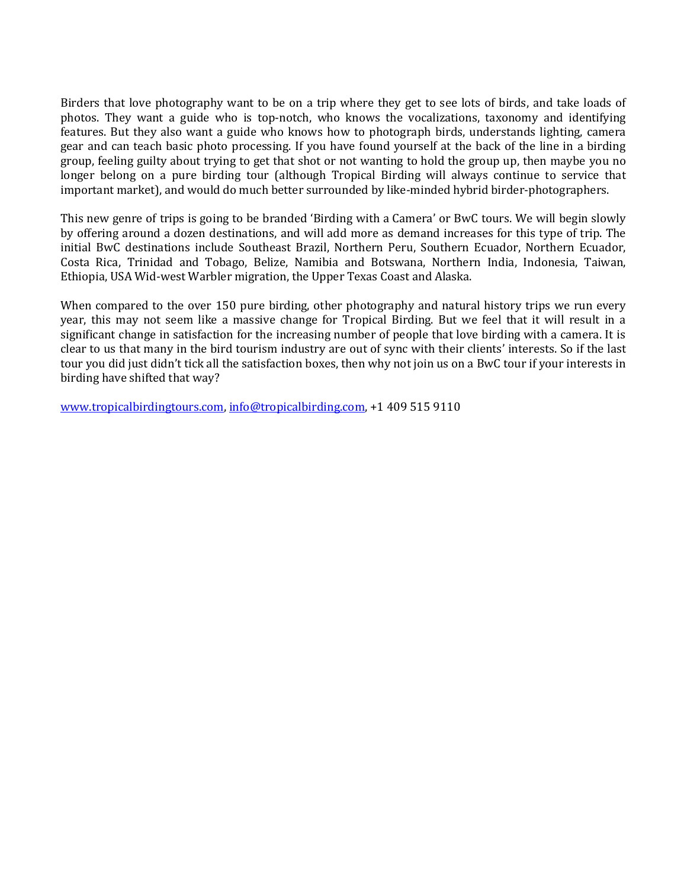Birders that love photography want to be on a trip where they get to see lots of birds, and take loads of photos. They want a guide who is top-notch, who knows the vocalizations, taxonomy and identifying features. But they also want a guide who knows how to photograph birds, understands lighting, camera gear and can teach basic photo processing. If you have found yourself at the back of the line in a birding group, feeling guilty about trying to get that shot or not wanting to hold the group up, then maybe you no longer belong on a pure birding tour (although Tropical Birding will always continue to service that important market), and would do much better surrounded by like-minded hybrid birder-photographers.

This new genre of trips is going to be branded 'Birding with a Camera' or BwC tours. We will begin slowly by offering around a dozen destinations, and will add more as demand increases for this type of trip. The initial BwC destinations include Southeast Brazil, Northern Peru, Southern Ecuador, Northern Ecuador, Costa Rica, Trinidad and Tobago, Belize, Namibia and Botswana, Northern India, Indonesia, Taiwan, Ethiopia, USA Wid-west Warbler migration, the Upper Texas Coast and Alaska.

When compared to the over 150 pure birding, other photography and natural history trips we run every year, this may not seem like a massive change for Tropical Birding. But we feel that it will result in a significant change in satisfaction for the increasing number of people that love birding with a camera. It is clear to us that many in the bird tourism industry are out of sync with their clients' interests. So if the last tour you did just didn't tick all the satisfaction boxes, then why not join us on a BwC tour if your interests in birding have shifted that way?

[www.tropicalbirdingtours.com](http://www.tropicalbirdingtours.com), [info@tropicalbirding.com](mailto:info@tropicalbirding.com), +1 409 515 9110